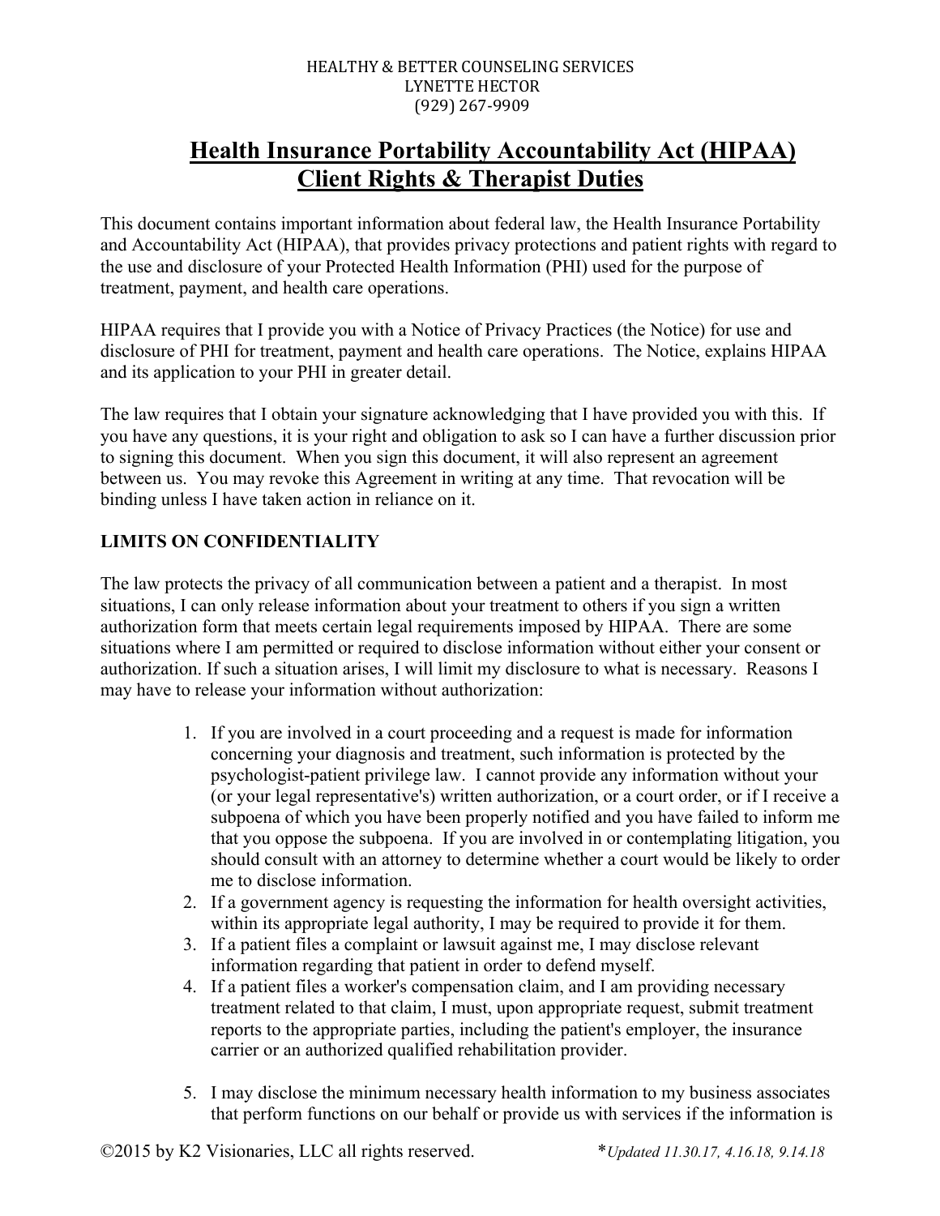HEALTHY & BETTER COUNSELING SERVICES
LYNETTE HECTOR
(929) 267-9909

# Health Insurance Portability Accountability Act (HIPAA) Client Rights & Therapist Duties

This document contains important information about federal law, the Health Insurance Portability and Accountability Act (HIPAA), that provides privacy protections and patient rights with regard to the use and disclosure of your Protected Health Information (PHI) used for the purpose of treatment, payment, and health care operations.

HIPAA requires that I provide you with a Notice of Privacy Practices (the Notice) for use and disclosure of PHI for treatment, payment and health care operations. The Notice, explains HIPAA and its application to your PHI in greater detail.

The law requires that I obtain your signature acknowledging that I have provided you with this. If you have any questions, it is your right and obligation to ask so I can have a further discussion prior to signing this document. When you sign this document, it will also represent an agreement between us. You may revoke this Agreement in writing at any time. That revocation will be binding unless I have taken action in reliance on it.

**LIMITS ON CONFIDENTIALITY**

The law protects the privacy of all communication between a patient and a therapist. In most situations, I can only release information about your treatment to others if you sign a written authorization form that meets certain legal requirements imposed by HIPAA. There are some situations where I am permitted or required to disclose information without either your consent or authorization. If such a situation arises, I will limit my disclosure to what is necessary. Reasons I may have to release your information without authorization:

1. If you are involved in a court proceeding and a request is made for information concerning your diagnosis and treatment, such information is protected by the psychologist-patient privilege law. I cannot provide any information without your (or your legal representative's) written authorization, or a court order, or if I receive a subpoena of which you have been properly notified and you have failed to inform me that you oppose the subpoena. If you are involved in or contemplating litigation, you should consult with an attorney to determine whether a court would be likely to order me to disclose information.
2. If a government agency is requesting the information for health oversight activities, within its appropriate legal authority, I may be required to provide it for them.
3. If a patient files a complaint or lawsuit against me, I may disclose relevant information regarding that patient in order to defend myself.
4. If a patient files a worker's compensation claim, and I am providing necessary treatment related to that claim, I must, upon appropriate request, submit treatment reports to the appropriate parties, including the patient's employer, the insurance carrier or an authorized qualified rehabilitation provider.
5. I may disclose the minimum necessary health information to my business associates that perform functions on our behalf or provide us with services if the information is

©2015 by K2 Visionaries, LLC all rights reserved. *Updated 11.30.17, 4.16.18, 9.14.18*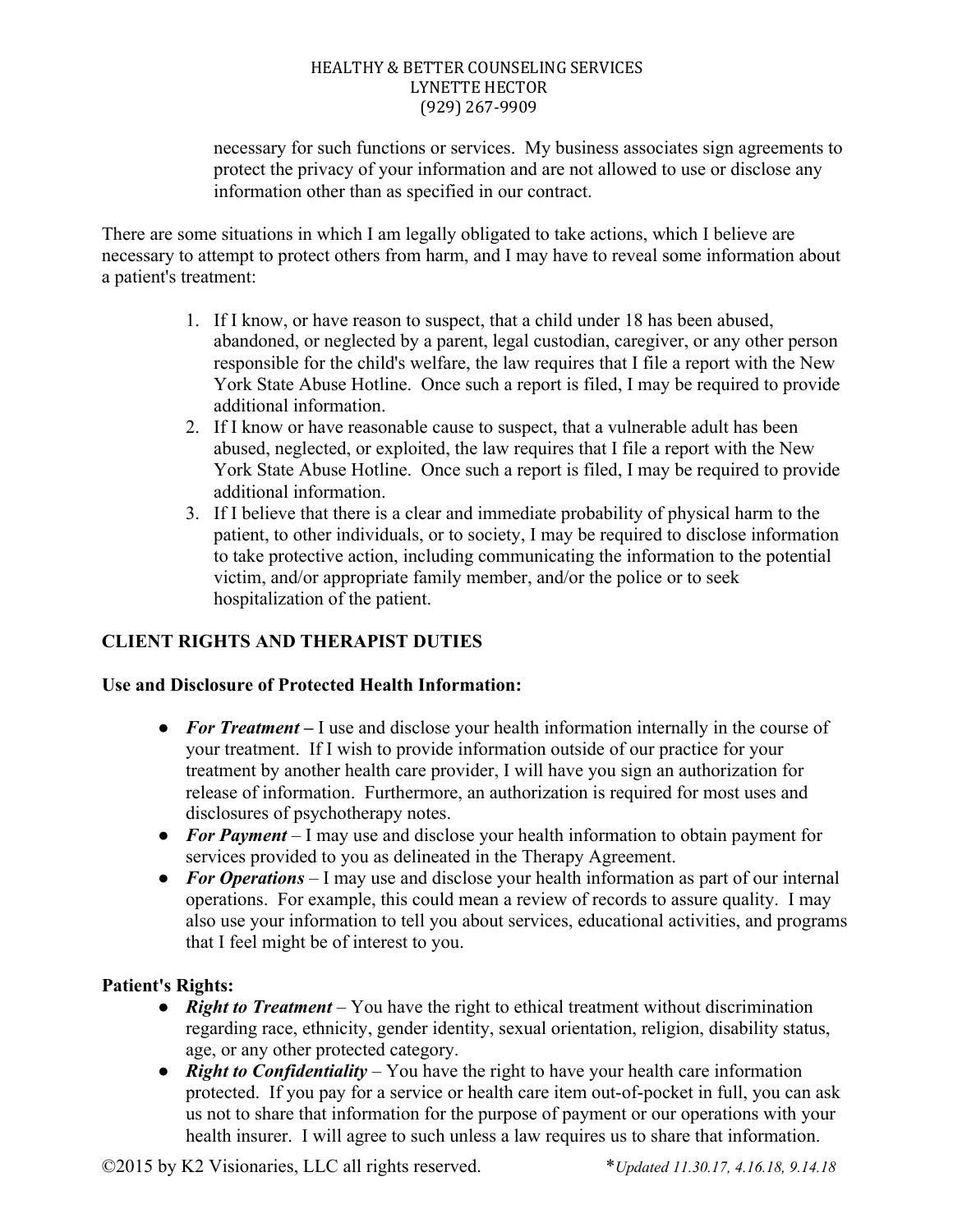necessary for such functions or services. My business associates sign agreements to protect the privacy of your information and are not allowed to use or disclose any information other than as specified in our contract.

There are some situations in which I am legally obligated to take actions, which I believe are necessary to attempt to protect others from harm, and I may have to reveal some information about a patient's treatment:

1. If I know, or have reason to suspect, that a child under 18 has been abused, abandoned, or neglected by a parent, legal custodian, caregiver, or any other person responsible for the child's welfare, the law requires that I file a report with the New York State Abuse Hotline. Once such a report is filed, I may be required to provide additional information.
2. If I know or have reasonable cause to suspect, that a vulnerable adult has been abused, neglected, or exploited, the law requires that I file a report with the New York State Abuse Hotline. Once such a report is filed, I may be required to provide additional information.
3. If I believe that there is a clear and immediate probability of physical harm to the patient, to other individuals, or to society, I may be required to disclose information to take protective action, including communicating the information to the potential victim, and/or appropriate family member, and/or the police or to seek hospitalization of the patient.

## CLIENT RIGHTS AND THERAPIST DUTIES

### Use and Disclosure of Protected Health Information:

- ***For Treatment*** **–** I use and disclose your health information internally in the course of your treatment. If I wish to provide information outside of our practice for your treatment by another health care provider, I will have you sign an authorization for release of information. Furthermore, an authorization is required for most uses and disclosures of psychotherapy notes.
- ***For Payment*** – I may use and disclose your health information to obtain payment for services provided to you as delineated in the Therapy Agreement.
- ***For Operations*** – I may use and disclose your health information as part of our internal operations. For example, this could mean a review of records to assure quality. I may also use your information to tell you about services, educational activities, and programs that I feel might be of interest to you.

### Patient's Rights:

- ***Right to Treatment*** – You have the right to ethical treatment without discrimination regarding race, ethnicity, gender identity, sexual orientation, religion, disability status, age, or any other protected category.
- ***Right to Confidentiality*** – You have the right to have your health care information protected. If you pay for a service or health care item out-of-pocket in full, you can ask us not to share that information for the purpose of payment or our operations with your health insurer. I will agree to such unless a law requires us to share that information.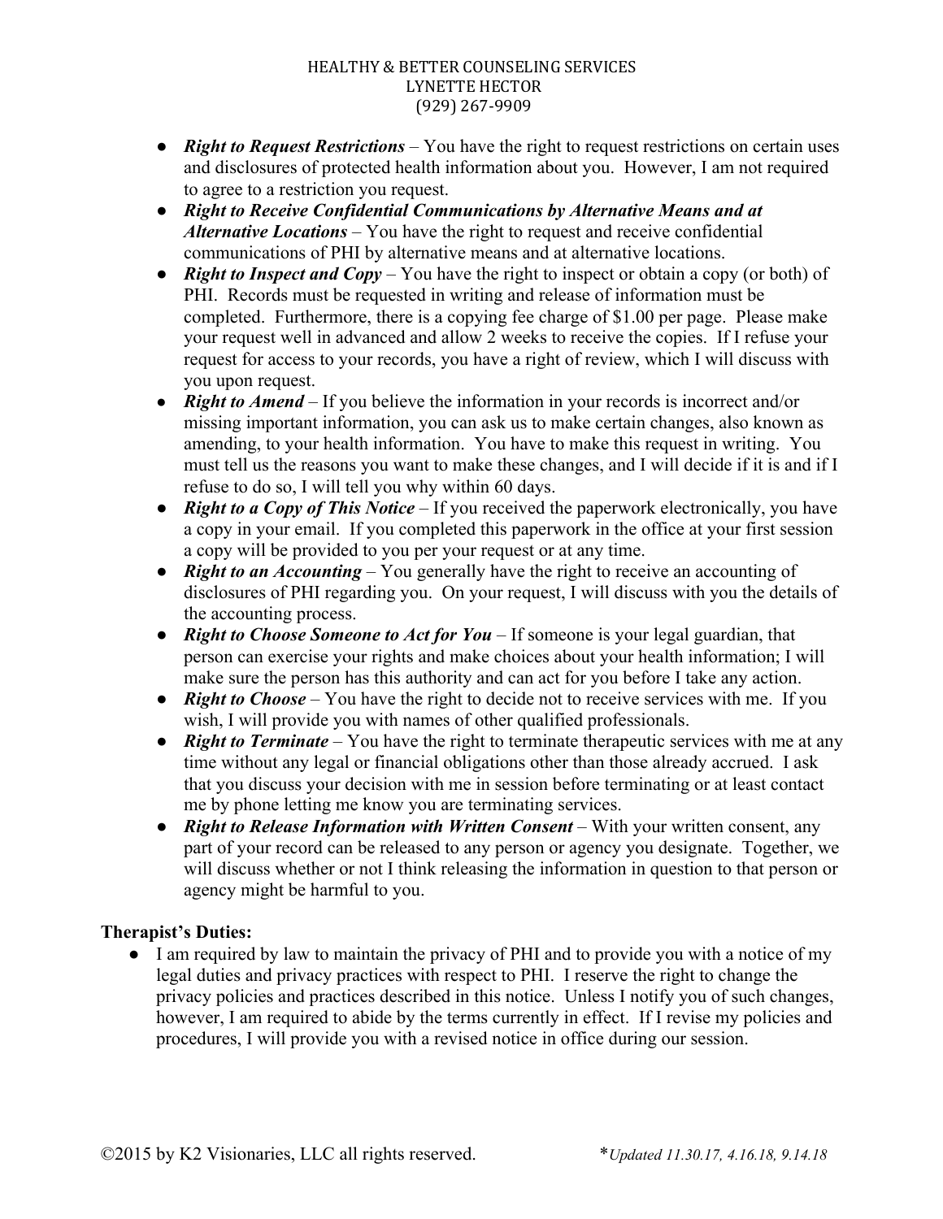- ***Right to Request Restrictions*** – You have the right to request restrictions on certain uses and disclosures of protected health information about you. However, I am not required to agree to a restriction you request.
- ***Right to Receive Confidential Communications by Alternative Means and at Alternative Locations*** – You have the right to request and receive confidential communications of PHI by alternative means and at alternative locations.
- ***Right to Inspect and Copy*** – You have the right to inspect or obtain a copy (or both) of PHI. Records must be requested in writing and release of information must be completed. Furthermore, there is a copying fee charge of $1.00 per page. Please make your request well in advanced and allow 2 weeks to receive the copies. If I refuse your request for access to your records, you have a right of review, which I will discuss with you upon request.
- ***Right to Amend*** – If you believe the information in your records is incorrect and/or missing important information, you can ask us to make certain changes, also known as amending, to your health information. You have to make this request in writing. You must tell us the reasons you want to make these changes, and I will decide if it is and if I refuse to do so, I will tell you why within 60 days.
- ***Right to a Copy of This Notice*** – If you received the paperwork electronically, you have a copy in your email. If you completed this paperwork in the office at your first session a copy will be provided to you per your request or at any time.
- ***Right to an Accounting*** – You generally have the right to receive an accounting of disclosures of PHI regarding you. On your request, I will discuss with you the details of the accounting process.
- ***Right to Choose Someone to Act for You*** – If someone is your legal guardian, that person can exercise your rights and make choices about your health information; I will make sure the person has this authority and can act for you before I take any action.
- ***Right to Choose*** – You have the right to decide not to receive services with me. If you wish, I will provide you with names of other qualified professionals.
- ***Right to Terminate*** – You have the right to terminate therapeutic services with me at any time without any legal or financial obligations other than those already accrued. I ask that you discuss your decision with me in session before terminating or at least contact me by phone letting me know you are terminating services.
- ***Right to Release Information with Written Consent*** – With your written consent, any part of your record can be released to any person or agency you designate. Together, we will discuss whether or not I think releasing the information in question to that person or agency might be harmful to you.

**Therapist's Duties:**

- I am required by law to maintain the privacy of PHI and to provide you with a notice of my legal duties and privacy practices with respect to PHI. I reserve the right to change the privacy policies and practices described in this notice. Unless I notify you of such changes, however, I am required to abide by the terms currently in effect. If I revise my policies and procedures, I will provide you with a revised notice in office during our session.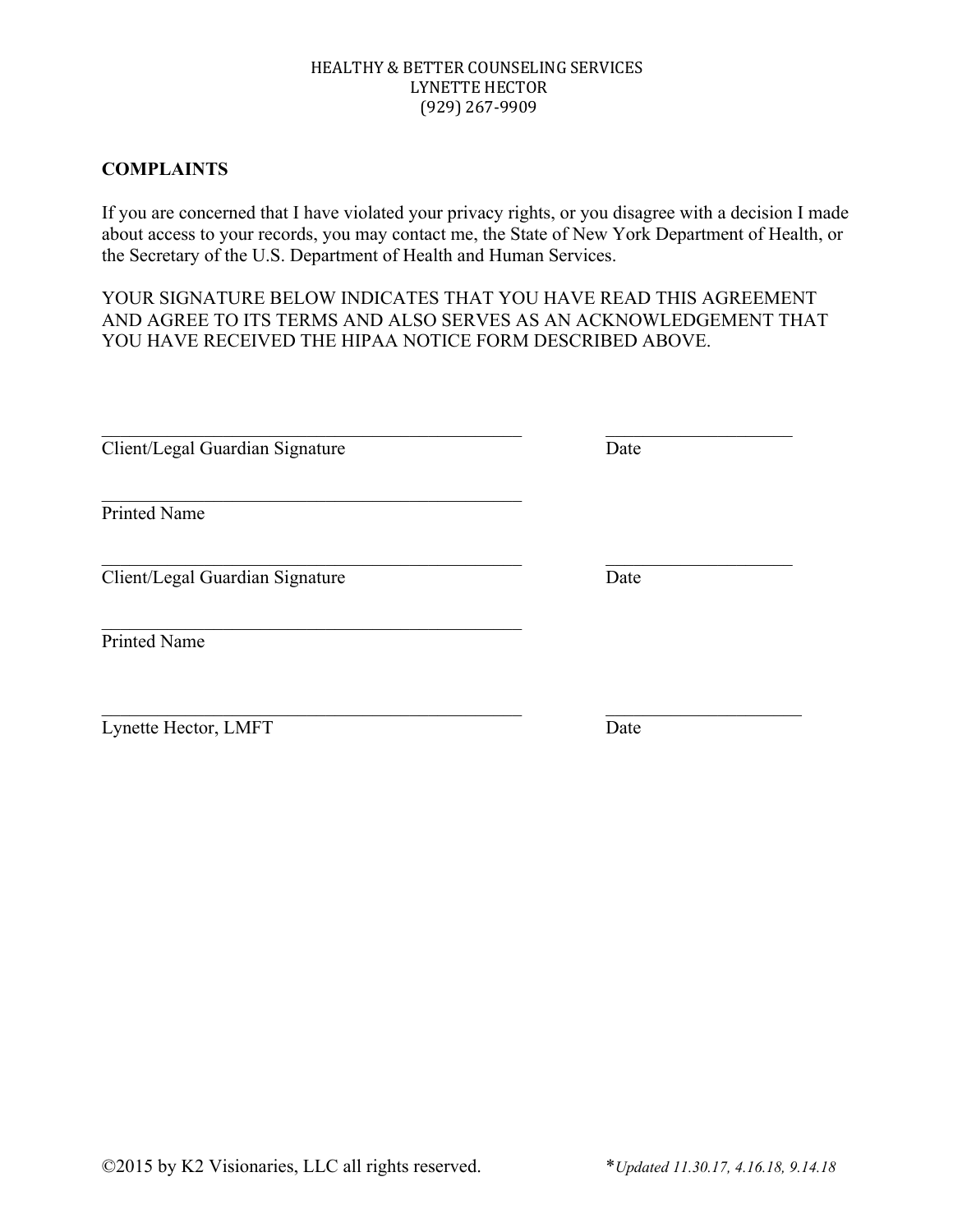HEALTHY & BETTER COUNSELING SERVICES
LYNETTE HECTOR
(929) 267-9909

**COMPLAINTS**

If you are concerned that I have violated your privacy rights, or you disagree with a decision I made about access to your records, you may contact me, the State of New York Department of Health, or the Secretary of the U.S. Department of Health and Human Services.

YOUR SIGNATURE BELOW INDICATES THAT YOU HAVE READ THIS AGREEMENT AND AGREE TO ITS TERMS AND ALSO SERVES AS AN ACKNOWLEDGEMENT THAT YOU HAVE RECEIVED THE HIPAA NOTICE FORM DESCRIBED ABOVE.

\_\_\_\_\_\_\_\_\_\_\_\_\_\_\_\_\_\_\_\_\_\_\_\_\_\_\_\_\_\_\_\_\_\_\_\_\_\_\_\_\_\_ \_\_\_\_\_\_\_\_\_\_\_\_\_\_\_\_\_\_\_\_
Client/Legal Guardian Signature Date

\_\_\_\_\_\_\_\_\_\_\_\_\_\_\_\_\_\_\_\_\_\_\_\_\_\_\_\_\_\_\_\_\_\_\_\_\_\_\_\_\_\_
Printed Name

\_\_\_\_\_\_\_\_\_\_\_\_\_\_\_\_\_\_\_\_\_\_\_\_\_\_\_\_\_\_\_\_\_\_\_\_\_\_\_\_\_\_ \_\_\_\_\_\_\_\_\_\_\_\_\_\_\_\_\_\_\_\_
Client/Legal Guardian Signature Date

\_\_\_\_\_\_\_\_\_\_\_\_\_\_\_\_\_\_\_\_\_\_\_\_\_\_\_\_\_\_\_\_\_\_\_\_\_\_\_\_\_\_
Printed Name

\_\_\_\_\_\_\_\_\_\_\_\_\_\_\_\_\_\_\_\_\_\_\_\_\_\_\_\_\_\_\_\_\_\_\_\_\_\_\_\_\_\_ \_\_\_\_\_\_\_\_\_\_\_\_\_\_\_\_\_\_\_\_
Lynette Hector, LMFT Date

©2015 by K2 Visionaries, LLC all rights reserved. \**Updated 11.30.17, 4.16.18, 9.14.18*